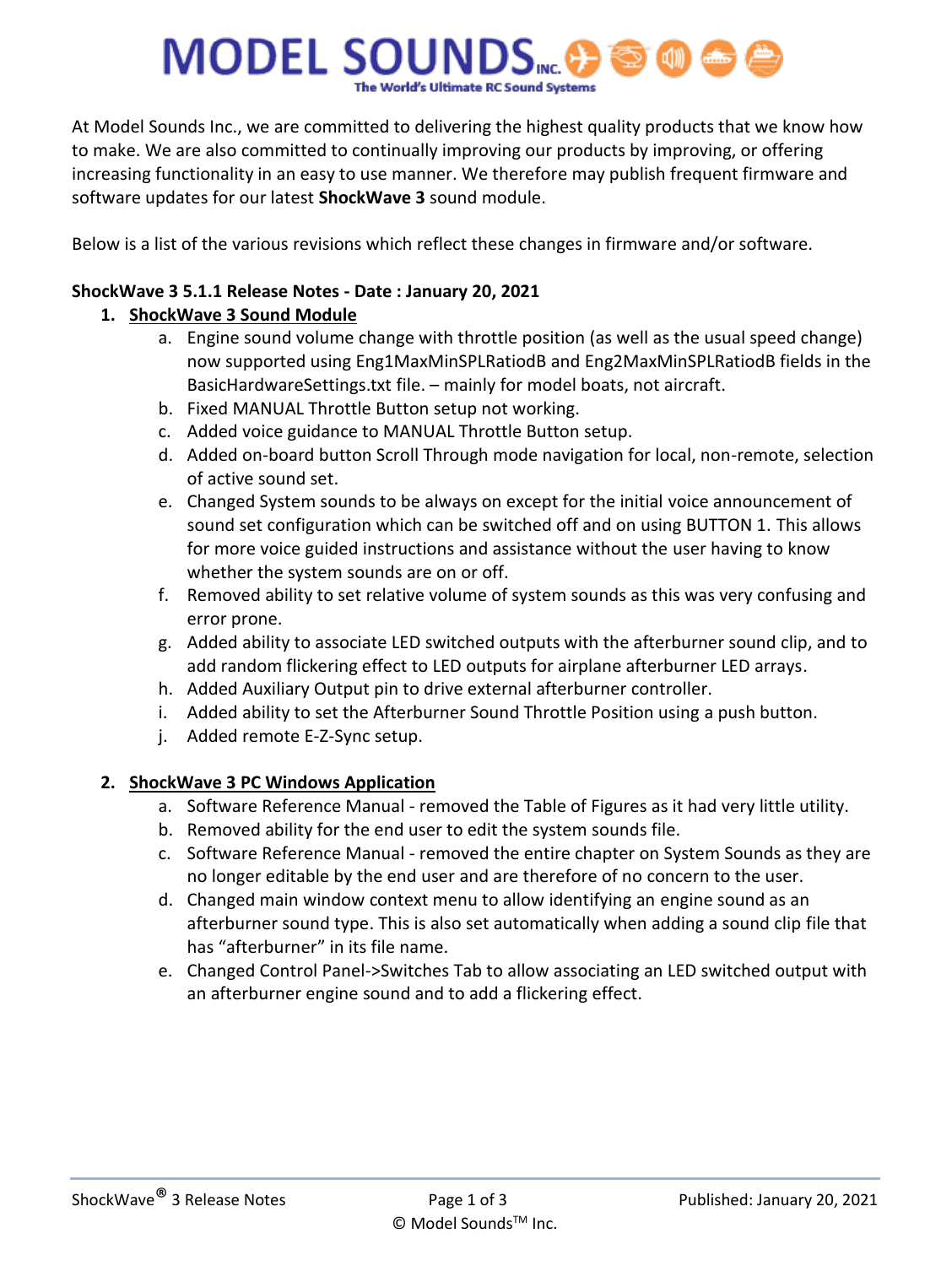# MODEL SOUNDS INC.

The World's Ultimate RC Sound Systems

At Model Sounds Inc., we are committed to delivering the highest quality products that we know how to make. We are also committed to continually improving our products by improving, or offering increasing functionality in an easy to use manner. We therefore may publish frequent firmware and software updates for our latest **ShockWave 3** sound module.

Below is a list of the various revisions which reflect these changes in firmware and/or software.

**ShockWave 3 5.1.1 Release Notes - Date : January 20, 2021**

1. **ShockWave 3 Sound Module**
   a. Engine sound volume change with throttle position (as well as the usual speed change) now supported using Eng1MaxMinSPLRatiodB and Eng2MaxMinSPLRatiodB fields in the BasicHardwareSettings.txt file. – mainly for model boats, not aircraft.
   b. Fixed MANUAL Throttle Button setup not working.
   c. Added voice guidance to MANUAL Throttle Button setup.
   d. Added on-board button Scroll Through mode navigation for local, non-remote, selection of active sound set.
   e. Changed System sounds to be always on except for the initial voice announcement of sound set configuration which can be switched off and on using BUTTON 1. This allows for more voice guided instructions and assistance without the user having to know whether the system sounds are on or off.
   f. Removed ability to set relative volume of system sounds as this was very confusing and error prone.
   g. Added ability to associate LED switched outputs with the afterburner sound clip, and to add random flickering effect to LED outputs for airplane afterburner LED arrays.
   h. Added Auxiliary Output pin to drive external afterburner controller.
   i. Added ability to set the Afterburner Sound Throttle Position using a push button.
   j. Added remote E-Z-Sync setup.

2. **ShockWave 3 PC Windows Application**
   a. Software Reference Manual - removed the Table of Figures as it had very little utility.
   b. Removed ability for the end user to edit the system sounds file.
   c. Software Reference Manual - removed the entire chapter on System Sounds as they are no longer editable by the end user and are therefore of no concern to the user.
   d. Changed main window context menu to allow identifying an engine sound as an afterburner sound type. This is also set automatically when adding a sound clip file that has "afterburner" in its file name.
   e. Changed Control Panel->Switches Tab to allow associating an LED switched output with an afterburner engine sound and to add a flickering effect.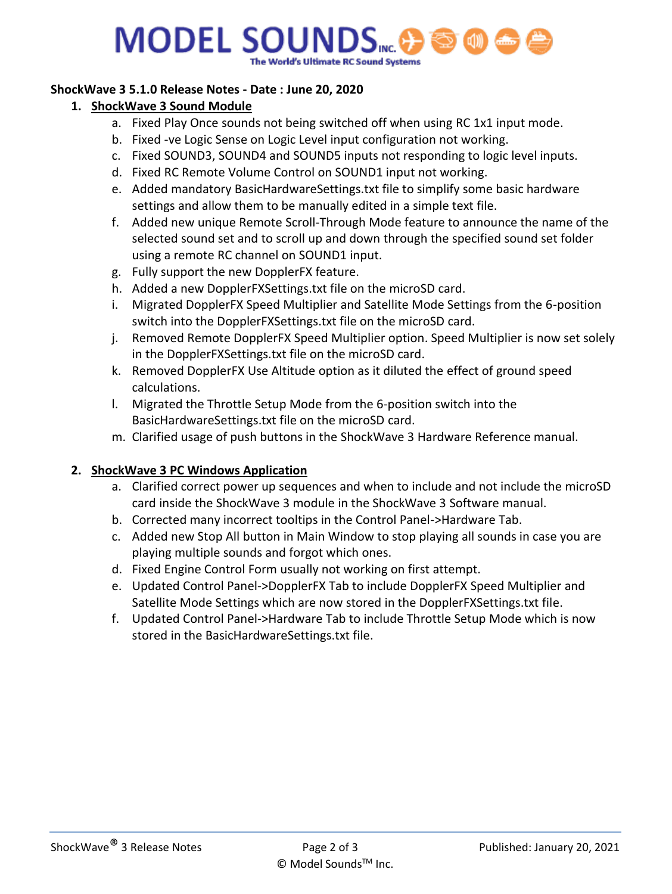**ShockWave 3 5.1.0 Release Notes - Date : June 20, 2020**

1. **ShockWave 3 Sound Module**
   a. Fixed Play Once sounds not being switched off when using RC 1x1 input mode.
   b. Fixed -ve Logic Sense on Logic Level input configuration not working.
   c. Fixed SOUND3, SOUND4 and SOUND5 inputs not responding to logic level inputs.
   d. Fixed RC Remote Volume Control on SOUND1 input not working.
   e. Added mandatory BasicHardwareSettings.txt file to simplify some basic hardware settings and allow them to be manually edited in a simple text file.
   f. Added new unique Remote Scroll-Through Mode feature to announce the name of the selected sound set and to scroll up and down through the specified sound set folder using a remote RC channel on SOUND1 input.
   g. Fully support the new DopplerFX feature.
   h. Added a new DopplerFXSettings.txt file on the microSD card.
   i. Migrated DopplerFX Speed Multiplier and Satellite Mode Settings from the 6-position switch into the DopplerFXSettings.txt file on the microSD card.
   j. Removed Remote DopplerFX Speed Multiplier option. Speed Multiplier is now set solely in the DopplerFXSettings.txt file on the microSD card.
   k. Removed DopplerFX Use Altitude option as it diluted the effect of ground speed calculations.
   l. Migrated the Throttle Setup Mode from the 6-position switch into the BasicHardwareSettings.txt file on the microSD card.
   m. Clarified usage of push buttons in the ShockWave 3 Hardware Reference manual.

2. **ShockWave 3 PC Windows Application**
   a. Clarified correct power up sequences and when to include and not include the microSD card inside the ShockWave 3 module in the ShockWave 3 Software manual.
   b. Corrected many incorrect tooltips in the Control Panel->Hardware Tab.
   c. Added new Stop All button in Main Window to stop playing all sounds in case you are playing multiple sounds and forgot which ones.
   d. Fixed Engine Control Form usually not working on first attempt.
   e. Updated Control Panel->DopplerFX Tab to include DopplerFX Speed Multiplier and Satellite Mode Settings which are now stored in the DopplerFXSettings.txt file.
   f. Updated Control Panel->Hardware Tab to include Throttle Setup Mode which is now stored in the BasicHardwareSettings.txt file.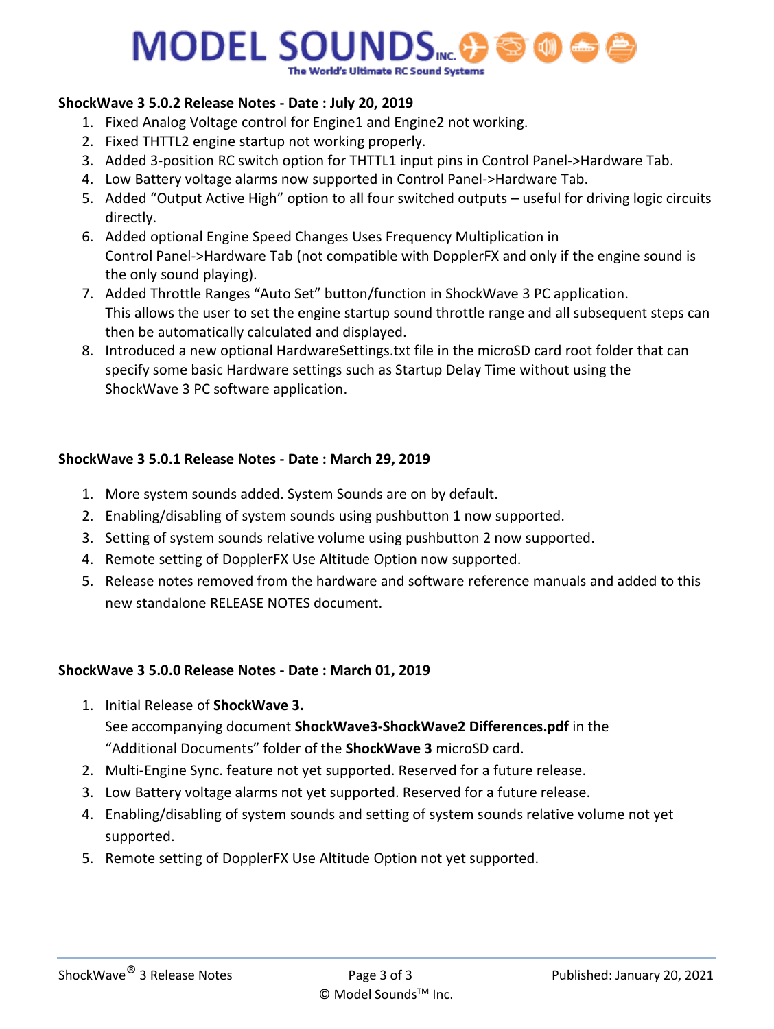### ShockWave 3 5.0.2 Release Notes - Date : July 20, 2019

1. Fixed Analog Voltage control for Engine1 and Engine2 not working.
2. Fixed THTTL2 engine startup not working properly.
3. Added 3-position RC switch option for THTTL1 input pins in Control Panel->Hardware Tab.
4. Low Battery voltage alarms now supported in Control Panel->Hardware Tab.
5. Added "Output Active High" option to all four switched outputs – useful for driving logic circuits directly.
6. Added optional Engine Speed Changes Uses Frequency Multiplication in Control Panel->Hardware Tab (not compatible with DopplerFX and only if the engine sound is the only sound playing).
7. Added Throttle Ranges "Auto Set" button/function in ShockWave 3 PC application. This allows the user to set the engine startup sound throttle range and all subsequent steps can then be automatically calculated and displayed.
8. Introduced a new optional HardwareSettings.txt file in the microSD card root folder that can specify some basic Hardware settings such as Startup Delay Time without using the ShockWave 3 PC software application.

### ShockWave 3 5.0.1 Release Notes - Date : March 29, 2019

1. More system sounds added. System Sounds are on by default.
2. Enabling/disabling of system sounds using pushbutton 1 now supported.
3. Setting of system sounds relative volume using pushbutton 2 now supported.
4. Remote setting of DopplerFX Use Altitude Option now supported.
5. Release notes removed from the hardware and software reference manuals and added to this new standalone RELEASE NOTES document.

### ShockWave 3 5.0.0 Release Notes - Date : March 01, 2019

1. Initial Release of **ShockWave 3.**
   See accompanying document **ShockWave3-ShockWave2 Differences.pdf** in the "Additional Documents" folder of the **ShockWave 3** microSD card.
2. Multi-Engine Sync. feature not yet supported. Reserved for a future release.
3. Low Battery voltage alarms not yet supported. Reserved for a future release.
4. Enabling/disabling of system sounds and setting of system sounds relative volume not yet supported.
5. Remote setting of DopplerFX Use Altitude Option not yet supported.